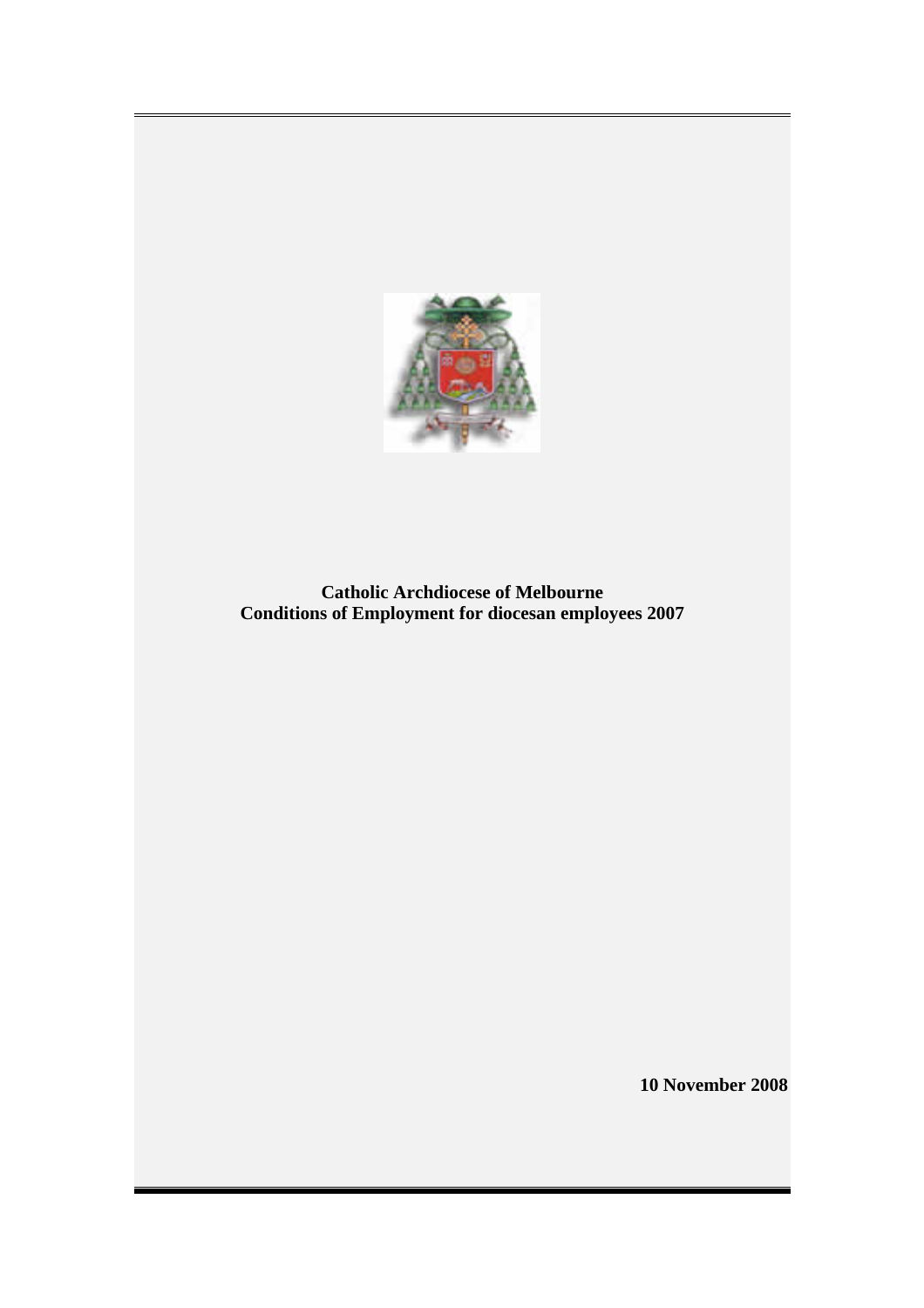**Catholic Archdiocese of Melbourne**
**Conditions of Employment for diocesan employees 2007**

**10 November 2008**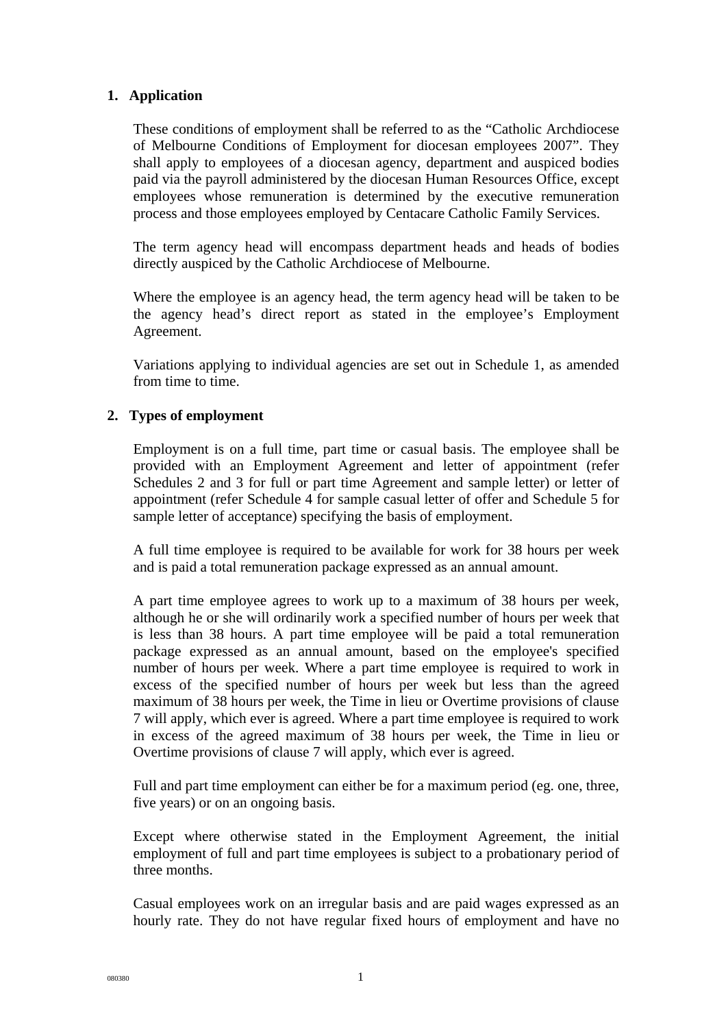## 1. Application

These conditions of employment shall be referred to as the "Catholic Archdiocese of Melbourne Conditions of Employment for diocesan employees 2007". They shall apply to employees of a diocesan agency, department and auspiced bodies paid via the payroll administered by the diocesan Human Resources Office, except employees whose remuneration is determined by the executive remuneration process and those employees employed by Centacare Catholic Family Services.

The term agency head will encompass department heads and heads of bodies directly auspiced by the Catholic Archdiocese of Melbourne.

Where the employee is an agency head, the term agency head will be taken to be the agency head's direct report as stated in the employee's Employment Agreement.

Variations applying to individual agencies are set out in Schedule 1, as amended from time to time.

## 2. Types of employment

Employment is on a full time, part time or casual basis. The employee shall be provided with an Employment Agreement and letter of appointment (refer Schedules 2 and 3 for full or part time Agreement and sample letter) or letter of appointment (refer Schedule 4 for sample casual letter of offer and Schedule 5 for sample letter of acceptance) specifying the basis of employment.

A full time employee is required to be available for work for 38 hours per week and is paid a total remuneration package expressed as an annual amount.

A part time employee agrees to work up to a maximum of 38 hours per week, although he or she will ordinarily work a specified number of hours per week that is less than 38 hours. A part time employee will be paid a total remuneration package expressed as an annual amount, based on the employee's specified number of hours per week. Where a part time employee is required to work in excess of the specified number of hours per week but less than the agreed maximum of 38 hours per week, the Time in lieu or Overtime provisions of clause 7 will apply, which ever is agreed. Where a part time employee is required to work in excess of the agreed maximum of 38 hours per week, the Time in lieu or Overtime provisions of clause 7 will apply, which ever is agreed.

Full and part time employment can either be for a maximum period (eg. one, three, five years) or on an ongoing basis.

Except where otherwise stated in the Employment Agreement, the initial employment of full and part time employees is subject to a probationary period of three months.

Casual employees work on an irregular basis and are paid wages expressed as an hourly rate. They do not have regular fixed hours of employment and have no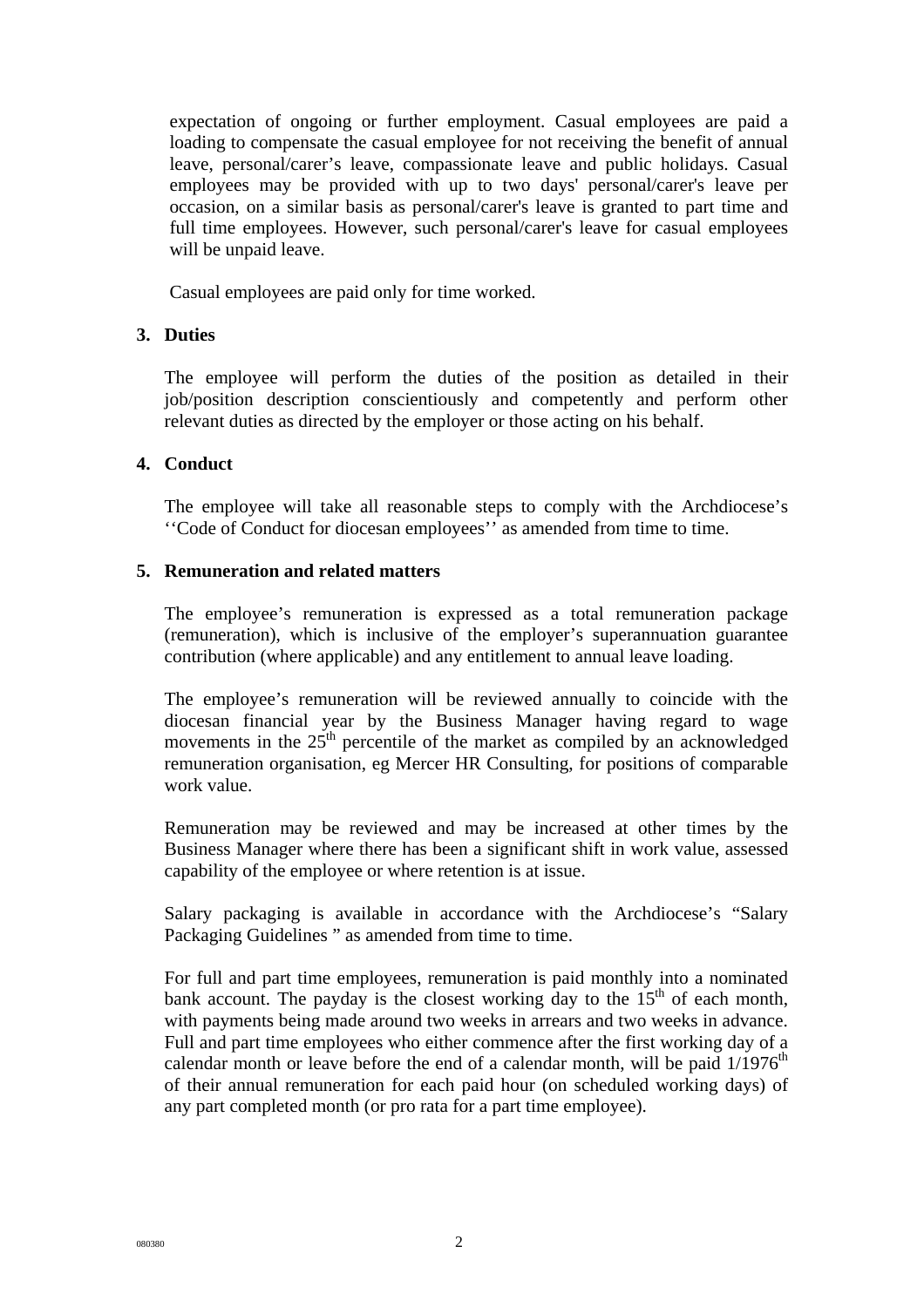expectation of ongoing or further employment. Casual employees are paid a loading to compensate the casual employee for not receiving the benefit of annual leave, personal/carer's leave, compassionate leave and public holidays. Casual employees may be provided with up to two days' personal/carer's leave per occasion, on a similar basis as personal/carer's leave is granted to part time and full time employees. However, such personal/carer's leave for casual employees will be unpaid leave.

Casual employees are paid only for time worked.

## 3. Duties

The employee will perform the duties of the position as detailed in their job/position description conscientiously and competently and perform other relevant duties as directed by the employer or those acting on his behalf.

## 4. Conduct

The employee will take all reasonable steps to comply with the Archdiocese's ''Code of Conduct for diocesan employees'' as amended from time to time.

## 5. Remuneration and related matters

The employee's remuneration is expressed as a total remuneration package (remuneration), which is inclusive of the employer's superannuation guarantee contribution (where applicable) and any entitlement to annual leave loading.

The employee's remuneration will be reviewed annually to coincide with the diocesan financial year by the Business Manager having regard to wage movements in the 25th percentile of the market as compiled by an acknowledged remuneration organisation, eg Mercer HR Consulting, for positions of comparable work value.

Remuneration may be reviewed and may be increased at other times by the Business Manager where there has been a significant shift in work value, assessed capability of the employee or where retention is at issue.

Salary packaging is available in accordance with the Archdiocese's "Salary Packaging Guidelines " as amended from time to time.

For full and part time employees, remuneration is paid monthly into a nominated bank account. The payday is the closest working day to the 15th of each month, with payments being made around two weeks in arrears and two weeks in advance. Full and part time employees who either commence after the first working day of a calendar month or leave before the end of a calendar month, will be paid 1/1976th of their annual remuneration for each paid hour (on scheduled working days) of any part completed month (or pro rata for a part time employee).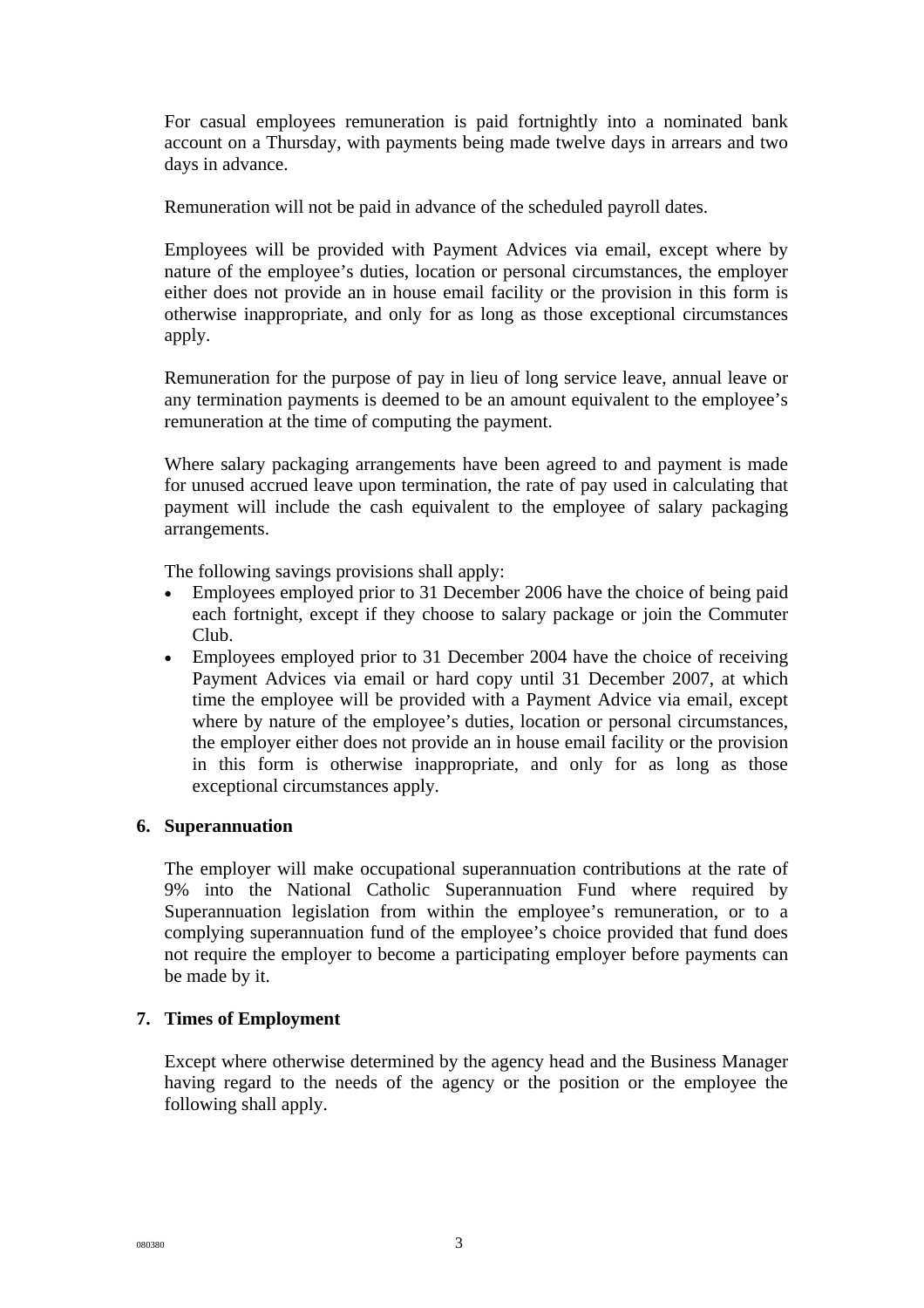For casual employees remuneration is paid fortnightly into a nominated bank account on a Thursday, with payments being made twelve days in arrears and two days in advance.

Remuneration will not be paid in advance of the scheduled payroll dates.

Employees will be provided with Payment Advices via email, except where by nature of the employee's duties, location or personal circumstances, the employer either does not provide an in house email facility or the provision in this form is otherwise inappropriate, and only for as long as those exceptional circumstances apply.

Remuneration for the purpose of pay in lieu of long service leave, annual leave or any termination payments is deemed to be an amount equivalent to the employee's remuneration at the time of computing the payment.

Where salary packaging arrangements have been agreed to and payment is made for unused accrued leave upon termination, the rate of pay used in calculating that payment will include the cash equivalent to the employee of salary packaging arrangements.

The following savings provisions shall apply:

- Employees employed prior to 31 December 2006 have the choice of being paid each fortnight, except if they choose to salary package or join the Commuter Club.
- Employees employed prior to 31 December 2004 have the choice of receiving Payment Advices via email or hard copy until 31 December 2007, at which time the employee will be provided with a Payment Advice via email, except where by nature of the employee's duties, location or personal circumstances, the employer either does not provide an in house email facility or the provision in this form is otherwise inappropriate, and only for as long as those exceptional circumstances apply.

## 6. Superannuation

The employer will make occupational superannuation contributions at the rate of 9% into the National Catholic Superannuation Fund where required by Superannuation legislation from within the employee's remuneration, or to a complying superannuation fund of the employee's choice provided that fund does not require the employer to become a participating employer before payments can be made by it.

## 7. Times of Employment

Except where otherwise determined by the agency head and the Business Manager having regard to the needs of the agency or the position or the employee the following shall apply.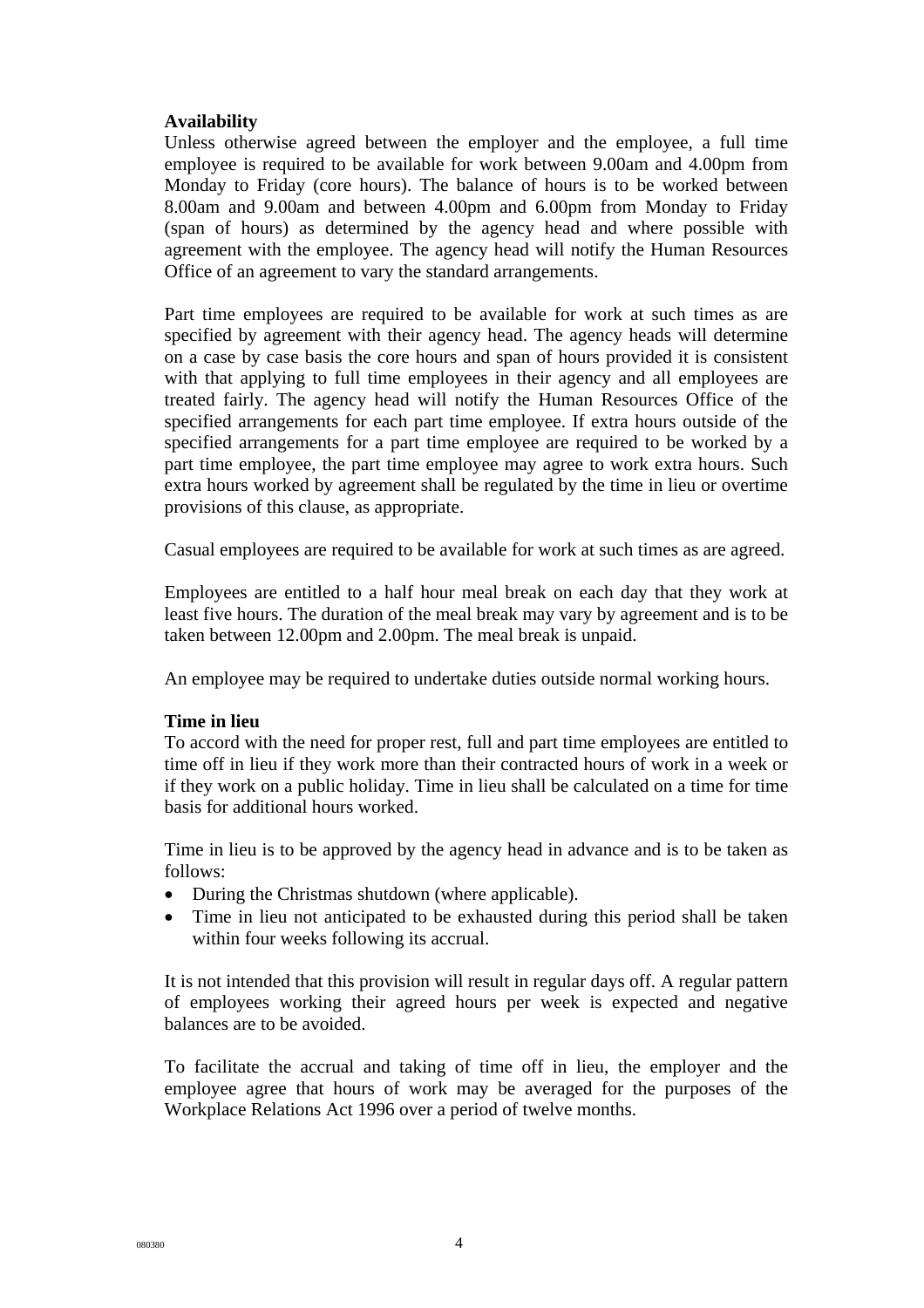**Availability**

Unless otherwise agreed between the employer and the employee, a full time employee is required to be available for work between 9.00am and 4.00pm from Monday to Friday (core hours). The balance of hours is to be worked between 8.00am and 9.00am and between 4.00pm and 6.00pm from Monday to Friday (span of hours) as determined by the agency head and where possible with agreement with the employee. The agency head will notify the Human Resources Office of an agreement to vary the standard arrangements.

Part time employees are required to be available for work at such times as are specified by agreement with their agency head. The agency heads will determine on a case by case basis the core hours and span of hours provided it is consistent with that applying to full time employees in their agency and all employees are treated fairly. The agency head will notify the Human Resources Office of the specified arrangements for each part time employee. If extra hours outside of the specified arrangements for a part time employee are required to be worked by a part time employee, the part time employee may agree to work extra hours. Such extra hours worked by agreement shall be regulated by the time in lieu or overtime provisions of this clause, as appropriate.

Casual employees are required to be available for work at such times as are agreed.

Employees are entitled to a half hour meal break on each day that they work at least five hours. The duration of the meal break may vary by agreement and is to be taken between 12.00pm and 2.00pm. The meal break is unpaid.

An employee may be required to undertake duties outside normal working hours.

**Time in lieu**

To accord with the need for proper rest, full and part time employees are entitled to time off in lieu if they work more than their contracted hours of work in a week or if they work on a public holiday. Time in lieu shall be calculated on a time for time basis for additional hours worked.

Time in lieu is to be approved by the agency head in advance and is to be taken as follows:

- During the Christmas shutdown (where applicable).
- Time in lieu not anticipated to be exhausted during this period shall be taken within four weeks following its accrual.

It is not intended that this provision will result in regular days off. A regular pattern of employees working their agreed hours per week is expected and negative balances are to be avoided.

To facilitate the accrual and taking of time off in lieu, the employer and the employee agree that hours of work may be averaged for the purposes of the Workplace Relations Act 1996 over a period of twelve months.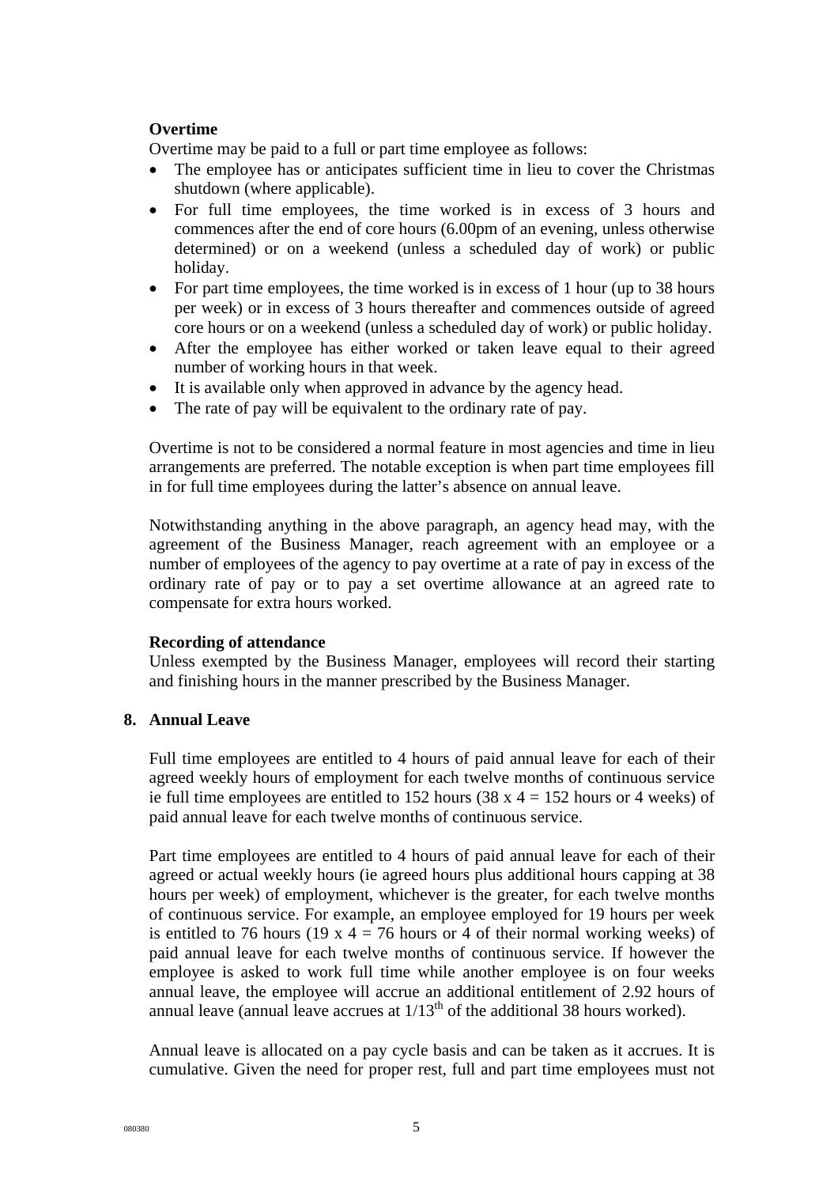**Overtime**

Overtime may be paid to a full or part time employee as follows:

- The employee has or anticipates sufficient time in lieu to cover the Christmas shutdown (where applicable).
- For full time employees, the time worked is in excess of 3 hours and commences after the end of core hours (6.00pm of an evening, unless otherwise determined) or on a weekend (unless a scheduled day of work) or public holiday.
- For part time employees, the time worked is in excess of 1 hour (up to 38 hours per week) or in excess of 3 hours thereafter and commences outside of agreed core hours or on a weekend (unless a scheduled day of work) or public holiday.
- After the employee has either worked or taken leave equal to their agreed number of working hours in that week.
- It is available only when approved in advance by the agency head.
- The rate of pay will be equivalent to the ordinary rate of pay.

Overtime is not to be considered a normal feature in most agencies and time in lieu arrangements are preferred. The notable exception is when part time employees fill in for full time employees during the latter's absence on annual leave.

Notwithstanding anything in the above paragraph, an agency head may, with the agreement of the Business Manager, reach agreement with an employee or a number of employees of the agency to pay overtime at a rate of pay in excess of the ordinary rate of pay or to pay a set overtime allowance at an agreed rate to compensate for extra hours worked.

**Recording of attendance**

Unless exempted by the Business Manager, employees will record their starting and finishing hours in the manner prescribed by the Business Manager.

## 8. Annual Leave

Full time employees are entitled to 4 hours of paid annual leave for each of their agreed weekly hours of employment for each twelve months of continuous service ie full time employees are entitled to 152 hours (38 x 4 = 152 hours or 4 weeks) of paid annual leave for each twelve months of continuous service.

Part time employees are entitled to 4 hours of paid annual leave for each of their agreed or actual weekly hours (ie agreed hours plus additional hours capping at 38 hours per week) of employment, whichever is the greater, for each twelve months of continuous service. For example, an employee employed for 19 hours per week is entitled to 76 hours (19 x 4 = 76 hours or 4 of their normal working weeks) of paid annual leave for each twelve months of continuous service. If however the employee is asked to work full time while another employee is on four weeks annual leave, the employee will accrue an additional entitlement of 2.92 hours of annual leave (annual leave accrues at $1/13^{th}$ of the additional 38 hours worked).

Annual leave is allocated on a pay cycle basis and can be taken as it accrues. It is cumulative. Given the need for proper rest, full and part time employees must not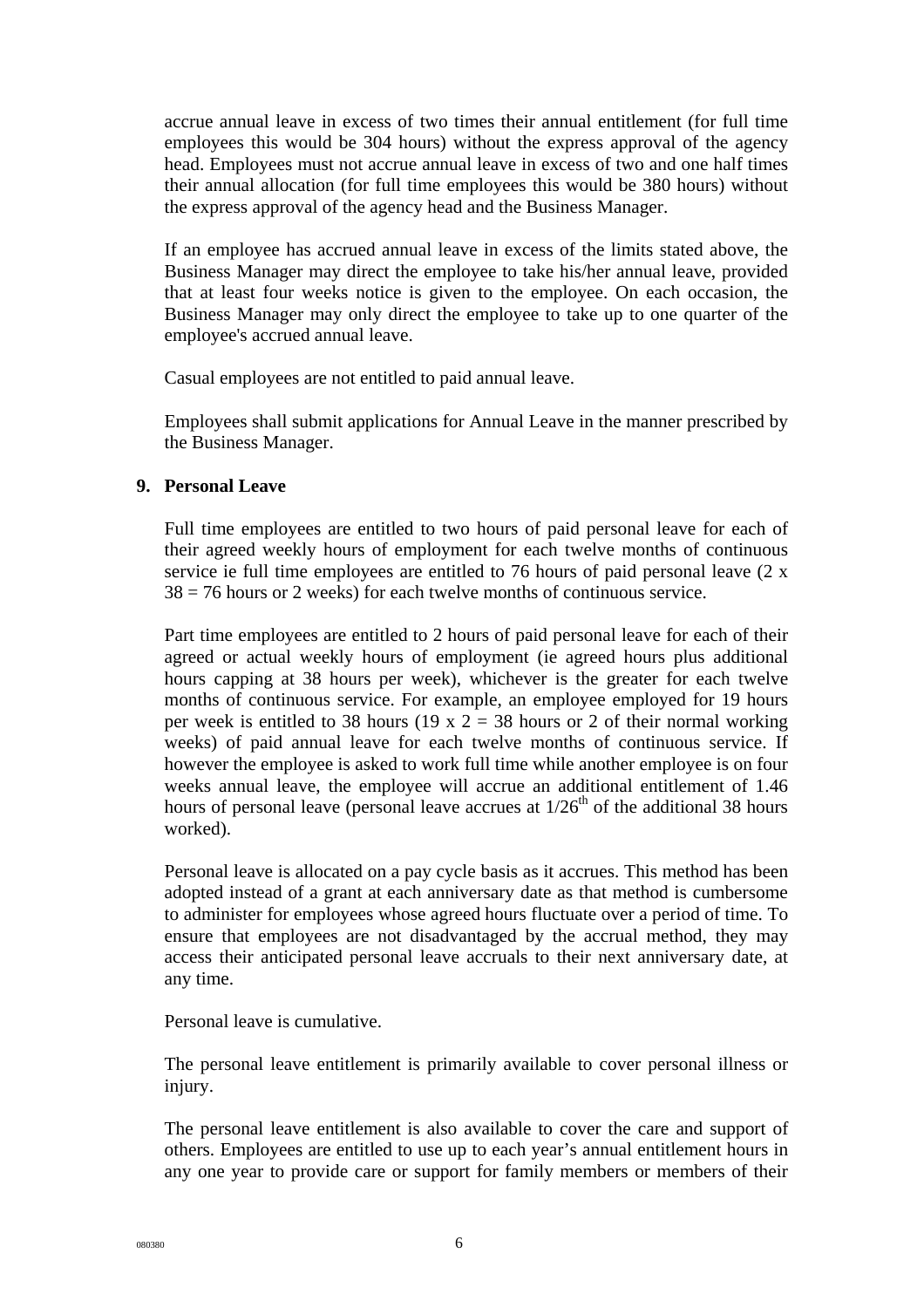accrue annual leave in excess of two times their annual entitlement (for full time employees this would be 304 hours) without the express approval of the agency head. Employees must not accrue annual leave in excess of two and one half times their annual allocation (for full time employees this would be 380 hours) without the express approval of the agency head and the Business Manager.

If an employee has accrued annual leave in excess of the limits stated above, the Business Manager may direct the employee to take his/her annual leave, provided that at least four weeks notice is given to the employee. On each occasion, the Business Manager may only direct the employee to take up to one quarter of the employee's accrued annual leave.

Casual employees are not entitled to paid annual leave.

Employees shall submit applications for Annual Leave in the manner prescribed by the Business Manager.

## 9. Personal Leave

Full time employees are entitled to two hours of paid personal leave for each of their agreed weekly hours of employment for each twelve months of continuous service ie full time employees are entitled to 76 hours of paid personal leave (2 x 38 = 76 hours or 2 weeks) for each twelve months of continuous service.

Part time employees are entitled to 2 hours of paid personal leave for each of their agreed or actual weekly hours of employment (ie agreed hours plus additional hours capping at 38 hours per week), whichever is the greater for each twelve months of continuous service. For example, an employee employed for 19 hours per week is entitled to 38 hours (19 x 2 = 38 hours or 2 of their normal working weeks) of paid annual leave for each twelve months of continuous service. If however the employee is asked to work full time while another employee is on four weeks annual leave, the employee will accrue an additional entitlement of 1.46 hours of personal leave (personal leave accrues at 1/26th of the additional 38 hours worked).

Personal leave is allocated on a pay cycle basis as it accrues. This method has been adopted instead of a grant at each anniversary date as that method is cumbersome to administer for employees whose agreed hours fluctuate over a period of time. To ensure that employees are not disadvantaged by the accrual method, they may access their anticipated personal leave accruals to their next anniversary date, at any time.

Personal leave is cumulative.

The personal leave entitlement is primarily available to cover personal illness or injury.

The personal leave entitlement is also available to cover the care and support of others. Employees are entitled to use up to each year's annual entitlement hours in any one year to provide care or support for family members or members of their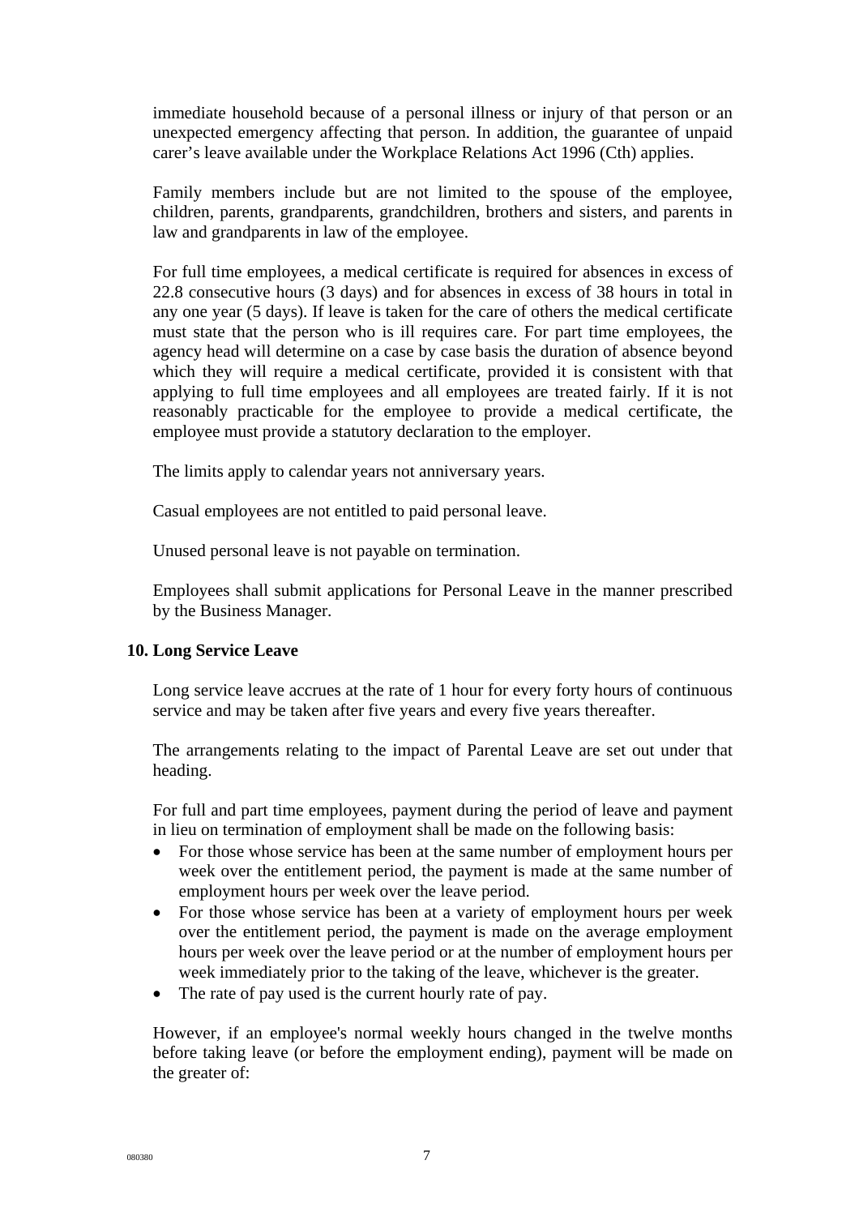immediate household because of a personal illness or injury of that person or an unexpected emergency affecting that person. In addition, the guarantee of unpaid carer's leave available under the Workplace Relations Act 1996 (Cth) applies.

Family members include but are not limited to the spouse of the employee, children, parents, grandparents, grandchildren, brothers and sisters, and parents in law and grandparents in law of the employee.

For full time employees, a medical certificate is required for absences in excess of 22.8 consecutive hours (3 days) and for absences in excess of 38 hours in total in any one year (5 days). If leave is taken for the care of others the medical certificate must state that the person who is ill requires care. For part time employees, the agency head will determine on a case by case basis the duration of absence beyond which they will require a medical certificate, provided it is consistent with that applying to full time employees and all employees are treated fairly. If it is not reasonably practicable for the employee to provide a medical certificate, the employee must provide a statutory declaration to the employer.

The limits apply to calendar years not anniversary years.

Casual employees are not entitled to paid personal leave.

Unused personal leave is not payable on termination.

Employees shall submit applications for Personal Leave in the manner prescribed by the Business Manager.

**10. Long Service Leave**

Long service leave accrues at the rate of 1 hour for every forty hours of continuous service and may be taken after five years and every five years thereafter.

The arrangements relating to the impact of Parental Leave are set out under that heading.

For full and part time employees, payment during the period of leave and payment in lieu on termination of employment shall be made on the following basis:

- For those whose service has been at the same number of employment hours per week over the entitlement period, the payment is made at the same number of employment hours per week over the leave period.
- For those whose service has been at a variety of employment hours per week over the entitlement period, the payment is made on the average employment hours per week over the leave period or at the number of employment hours per week immediately prior to the taking of the leave, whichever is the greater.
- The rate of pay used is the current hourly rate of pay.

However, if an employee's normal weekly hours changed in the twelve months before taking leave (or before the employment ending), payment will be made on the greater of: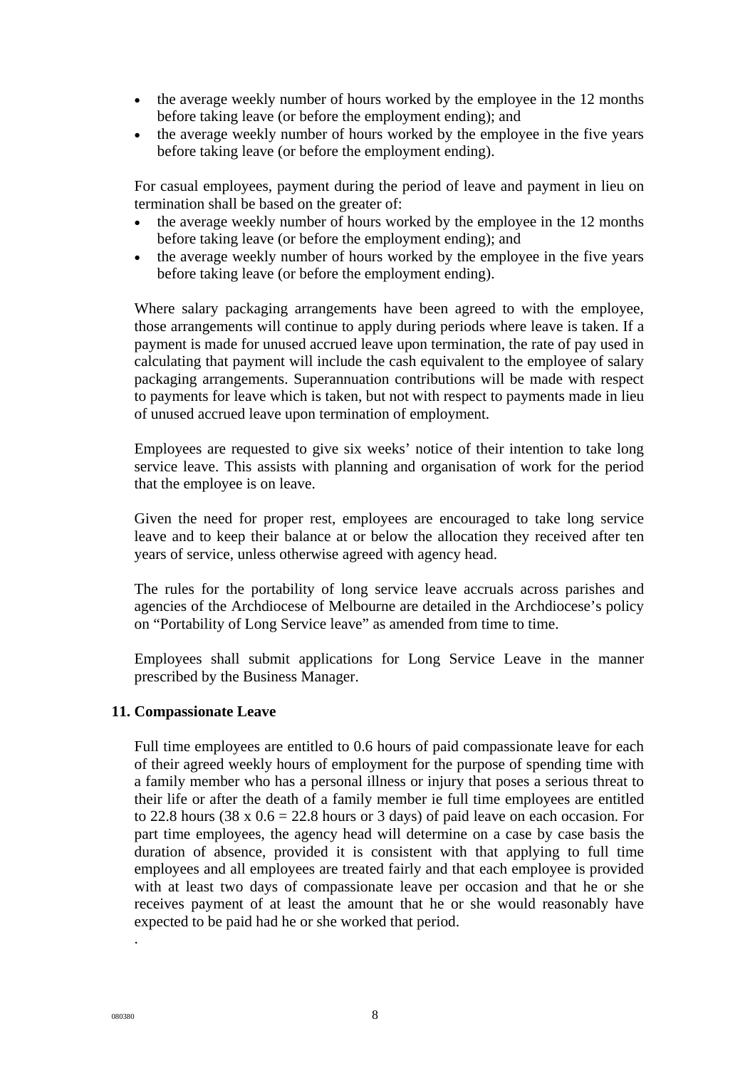- the average weekly number of hours worked by the employee in the 12 months before taking leave (or before the employment ending); and
- the average weekly number of hours worked by the employee in the five years before taking leave (or before the employment ending).

For casual employees, payment during the period of leave and payment in lieu on termination shall be based on the greater of:

- the average weekly number of hours worked by the employee in the 12 months before taking leave (or before the employment ending); and
- the average weekly number of hours worked by the employee in the five years before taking leave (or before the employment ending).

Where salary packaging arrangements have been agreed to with the employee, those arrangements will continue to apply during periods where leave is taken. If a payment is made for unused accrued leave upon termination, the rate of pay used in calculating that payment will include the cash equivalent to the employee of salary packaging arrangements. Superannuation contributions will be made with respect to payments for leave which is taken, but not with respect to payments made in lieu of unused accrued leave upon termination of employment.

Employees are requested to give six weeks' notice of their intention to take long service leave. This assists with planning and organisation of work for the period that the employee is on leave.

Given the need for proper rest, employees are encouraged to take long service leave and to keep their balance at or below the allocation they received after ten years of service, unless otherwise agreed with agency head.

The rules for the portability of long service leave accruals across parishes and agencies of the Archdiocese of Melbourne are detailed in the Archdiocese's policy on "Portability of Long Service leave" as amended from time to time.

Employees shall submit applications for Long Service Leave in the manner prescribed by the Business Manager.

## 11. Compassionate Leave

Full time employees are entitled to 0.6 hours of paid compassionate leave for each of their agreed weekly hours of employment for the purpose of spending time with a family member who has a personal illness or injury that poses a serious threat to their life or after the death of a family member ie full time employees are entitled to 22.8 hours (38 x 0.6 = 22.8 hours or 3 days) of paid leave on each occasion. For part time employees, the agency head will determine on a case by case basis the duration of absence, provided it is consistent with that applying to full time employees and all employees are treated fairly and that each employee is provided with at least two days of compassionate leave per occasion and that he or she receives payment of at least the amount that he or she would reasonably have expected to be paid had he or she worked that period.

.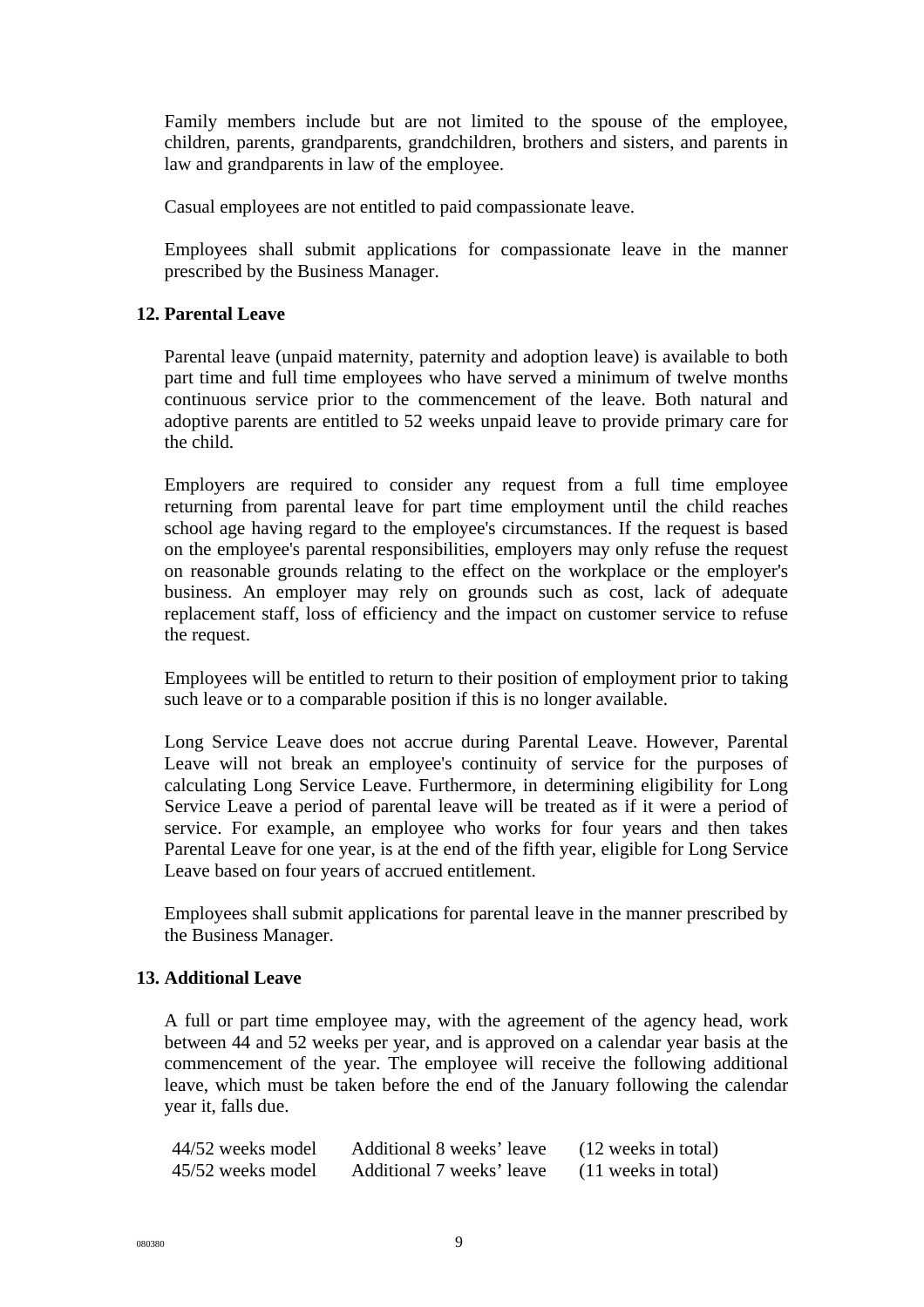Family members include but are not limited to the spouse of the employee, children, parents, grandparents, grandchildren, brothers and sisters, and parents in law and grandparents in law of the employee.

Casual employees are not entitled to paid compassionate leave.

Employees shall submit applications for compassionate leave in the manner prescribed by the Business Manager.

**12. Parental Leave**

Parental leave (unpaid maternity, paternity and adoption leave) is available to both part time and full time employees who have served a minimum of twelve months continuous service prior to the commencement of the leave. Both natural and adoptive parents are entitled to 52 weeks unpaid leave to provide primary care for the child.

Employers are required to consider any request from a full time employee returning from parental leave for part time employment until the child reaches school age having regard to the employee's circumstances. If the request is based on the employee's parental responsibilities, employers may only refuse the request on reasonable grounds relating to the effect on the workplace or the employer's business. An employer may rely on grounds such as cost, lack of adequate replacement staff, loss of efficiency and the impact on customer service to refuse the request.

Employees will be entitled to return to their position of employment prior to taking such leave or to a comparable position if this is no longer available.

Long Service Leave does not accrue during Parental Leave. However, Parental Leave will not break an employee's continuity of service for the purposes of calculating Long Service Leave. Furthermore, in determining eligibility for Long Service Leave a period of parental leave will be treated as if it were a period of service. For example, an employee who works for four years and then takes Parental Leave for one year, is at the end of the fifth year, eligible for Long Service Leave based on four years of accrued entitlement.

Employees shall submit applications for parental leave in the manner prescribed by the Business Manager.

**13. Additional Leave**

A full or part time employee may, with the agreement of the agency head, work between 44 and 52 weeks per year, and is approved on a calendar year basis at the commencement of the year. The employee will receive the following additional leave, which must be taken before the end of the January following the calendar year it, falls due.

| | | |
|---|---|---|
| 44/52 weeks model | Additional 8 weeks’ leave | (12 weeks in total) |
| 45/52 weeks model | Additional 7 weeks’ leave | (11 weeks in total) |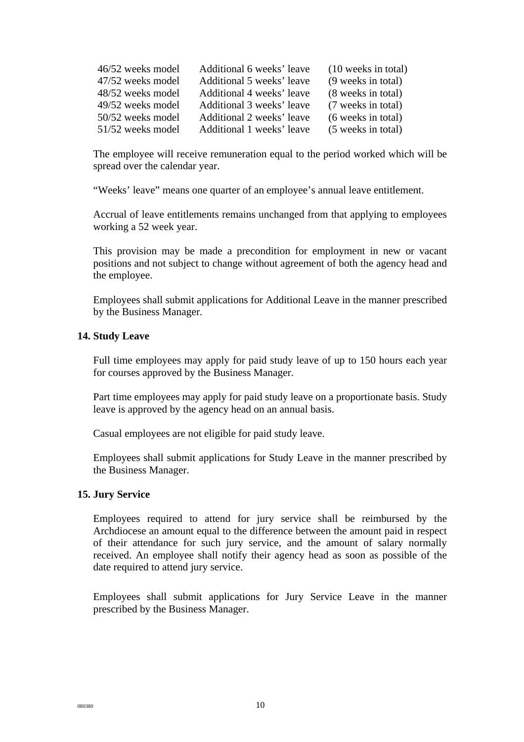| | | |
|---|---|---|
| 46/52 weeks model | Additional 6 weeks' leave | (10 weeks in total) |
| 47/52 weeks model | Additional 5 weeks' leave | (9 weeks in total) |
| 48/52 weeks model | Additional 4 weeks' leave | (8 weeks in total) |
| 49/52 weeks model | Additional 3 weeks' leave | (7 weeks in total) |
| 50/52 weeks model | Additional 2 weeks' leave | (6 weeks in total) |
| 51/52 weeks model | Additional 1 weeks' leave | (5 weeks in total) |

The employee will receive remuneration equal to the period worked which will be spread over the calendar year.

"Weeks' leave" means one quarter of an employee's annual leave entitlement.

Accrual of leave entitlements remains unchanged from that applying to employees working a 52 week year.

This provision may be made a precondition for employment in new or vacant positions and not subject to change without agreement of both the agency head and the employee.

Employees shall submit applications for Additional Leave in the manner prescribed by the Business Manager.

**14. Study Leave**

Full time employees may apply for paid study leave of up to 150 hours each year for courses approved by the Business Manager.

Part time employees may apply for paid study leave on a proportionate basis. Study leave is approved by the agency head on an annual basis.

Casual employees are not eligible for paid study leave.

Employees shall submit applications for Study Leave in the manner prescribed by the Business Manager.

**15. Jury Service**

Employees required to attend for jury service shall be reimbursed by the Archdiocese an amount equal to the difference between the amount paid in respect of their attendance for such jury service, and the amount of salary normally received. An employee shall notify their agency head as soon as possible of the date required to attend jury service.

Employees shall submit applications for Jury Service Leave in the manner prescribed by the Business Manager.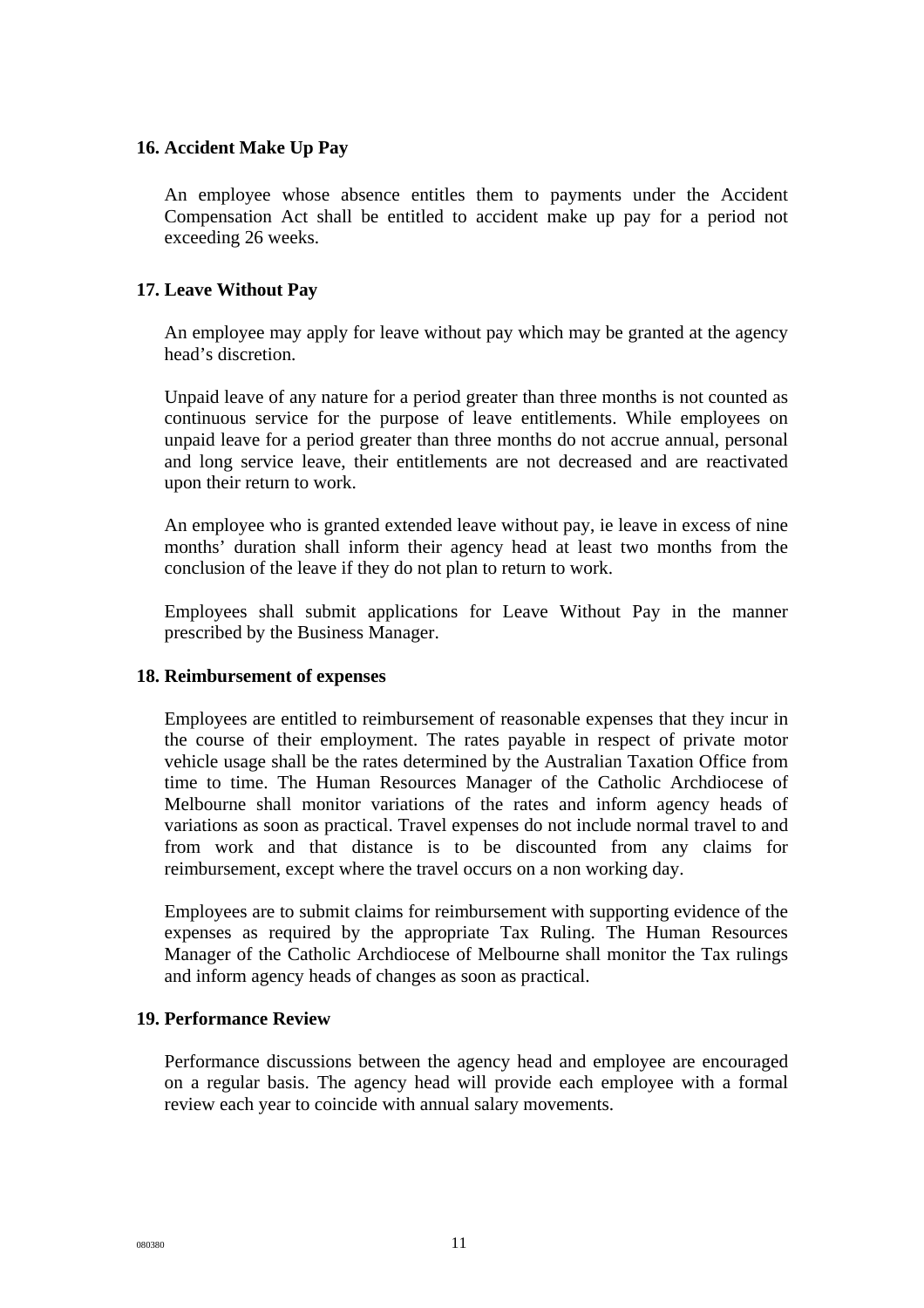## 16. Accident Make Up Pay

An employee whose absence entitles them to payments under the Accident Compensation Act shall be entitled to accident make up pay for a period not exceeding 26 weeks.

## 17. Leave Without Pay

An employee may apply for leave without pay which may be granted at the agency head's discretion.

Unpaid leave of any nature for a period greater than three months is not counted as continuous service for the purpose of leave entitlements. While employees on unpaid leave for a period greater than three months do not accrue annual, personal and long service leave, their entitlements are not decreased and are reactivated upon their return to work.

An employee who is granted extended leave without pay, ie leave in excess of nine months' duration shall inform their agency head at least two months from the conclusion of the leave if they do not plan to return to work.

Employees shall submit applications for Leave Without Pay in the manner prescribed by the Business Manager.

## 18. Reimbursement of expenses

Employees are entitled to reimbursement of reasonable expenses that they incur in the course of their employment. The rates payable in respect of private motor vehicle usage shall be the rates determined by the Australian Taxation Office from time to time. The Human Resources Manager of the Catholic Archdiocese of Melbourne shall monitor variations of the rates and inform agency heads of variations as soon as practical. Travel expenses do not include normal travel to and from work and that distance is to be discounted from any claims for reimbursement, except where the travel occurs on a non working day.

Employees are to submit claims for reimbursement with supporting evidence of the expenses as required by the appropriate Tax Ruling. The Human Resources Manager of the Catholic Archdiocese of Melbourne shall monitor the Tax rulings and inform agency heads of changes as soon as practical.

## 19. Performance Review

Performance discussions between the agency head and employee are encouraged on a regular basis. The agency head will provide each employee with a formal review each year to coincide with annual salary movements.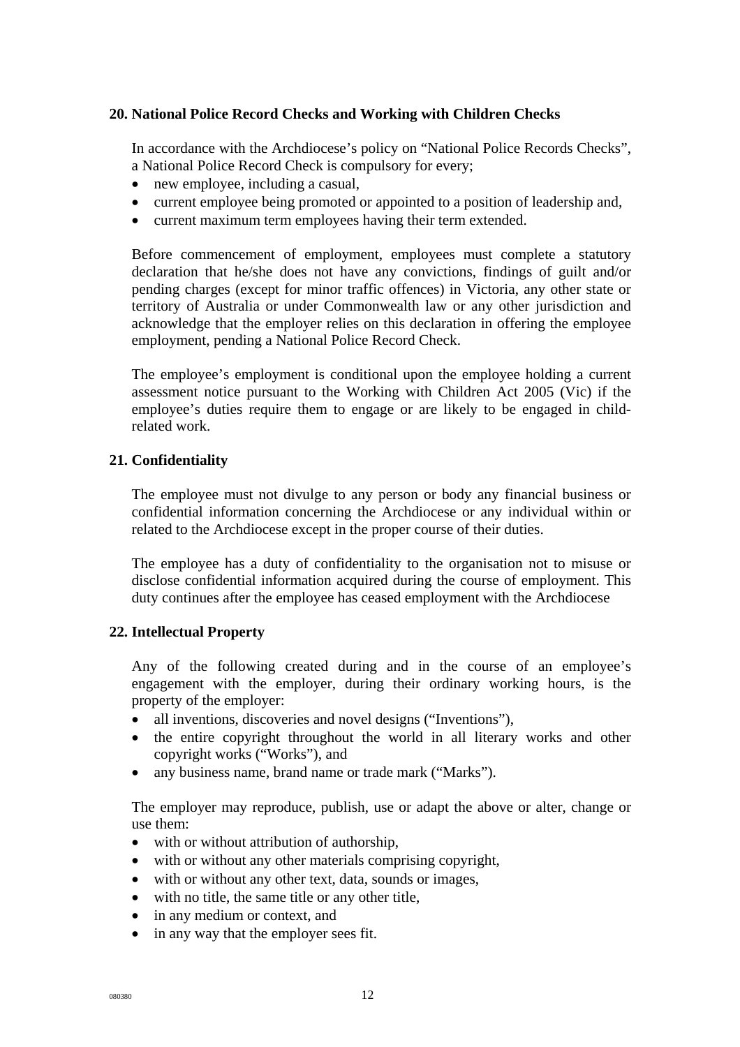## 20. National Police Record Checks and Working with Children Checks

In accordance with the Archdiocese's policy on "National Police Records Checks", a National Police Record Check is compulsory for every;

- new employee, including a casual,
- current employee being promoted or appointed to a position of leadership and,
- current maximum term employees having their term extended.

Before commencement of employment, employees must complete a statutory declaration that he/she does not have any convictions, findings of guilt and/or pending charges (except for minor traffic offences) in Victoria, any other state or territory of Australia or under Commonwealth law or any other jurisdiction and acknowledge that the employer relies on this declaration in offering the employee employment, pending a National Police Record Check.

The employee's employment is conditional upon the employee holding a current assessment notice pursuant to the Working with Children Act 2005 (Vic) if the employee's duties require them to engage or are likely to be engaged in child-related work.

## 21. Confidentiality

The employee must not divulge to any person or body any financial business or confidential information concerning the Archdiocese or any individual within or related to the Archdiocese except in the proper course of their duties.

The employee has a duty of confidentiality to the organisation not to misuse or disclose confidential information acquired during the course of employment. This duty continues after the employee has ceased employment with the Archdiocese

## 22. Intellectual Property

Any of the following created during and in the course of an employee's engagement with the employer, during their ordinary working hours, is the property of the employer:

- all inventions, discoveries and novel designs ("Inventions"),
- the entire copyright throughout the world in all literary works and other copyright works ("Works"), and
- any business name, brand name or trade mark ("Marks").

The employer may reproduce, publish, use or adapt the above or alter, change or use them:

- with or without attribution of authorship,
- with or without any other materials comprising copyright,
- with or without any other text, data, sounds or images,
- with no title, the same title or any other title,
- in any medium or context, and
- in any way that the employer sees fit.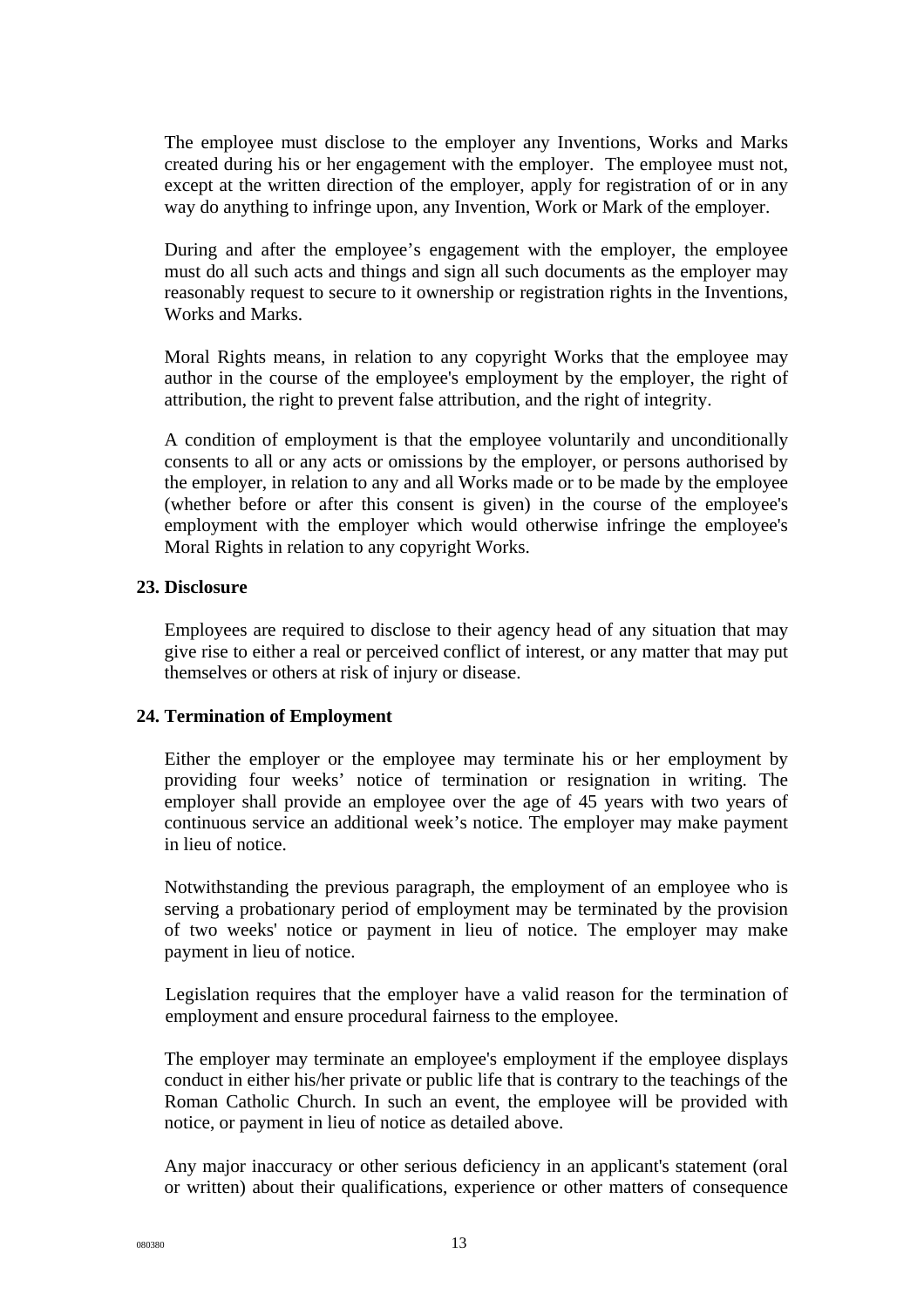The employee must disclose to the employer any Inventions, Works and Marks created during his or her engagement with the employer. The employee must not, except at the written direction of the employer, apply for registration of or in any way do anything to infringe upon, any Invention, Work or Mark of the employer.

During and after the employee's engagement with the employer, the employee must do all such acts and things and sign all such documents as the employer may reasonably request to secure to it ownership or registration rights in the Inventions, Works and Marks.

Moral Rights means, in relation to any copyright Works that the employee may author in the course of the employee's employment by the employer, the right of attribution, the right to prevent false attribution, and the right of integrity.

A condition of employment is that the employee voluntarily and unconditionally consents to all or any acts or omissions by the employer, or persons authorised by the employer, in relation to any and all Works made or to be made by the employee (whether before or after this consent is given) in the course of the employee's employment with the employer which would otherwise infringe the employee's Moral Rights in relation to any copyright Works.

## 23. Disclosure

Employees are required to disclose to their agency head of any situation that may give rise to either a real or perceived conflict of interest, or any matter that may put themselves or others at risk of injury or disease.

## 24. Termination of Employment

Either the employer or the employee may terminate his or her employment by providing four weeks' notice of termination or resignation in writing. The employer shall provide an employee over the age of 45 years with two years of continuous service an additional week's notice. The employer may make payment in lieu of notice.

Notwithstanding the previous paragraph, the employment of an employee who is serving a probationary period of employment may be terminated by the provision of two weeks' notice or payment in lieu of notice. The employer may make payment in lieu of notice.

Legislation requires that the employer have a valid reason for the termination of employment and ensure procedural fairness to the employee.

The employer may terminate an employee's employment if the employee displays conduct in either his/her private or public life that is contrary to the teachings of the Roman Catholic Church. In such an event, the employee will be provided with notice, or payment in lieu of notice as detailed above.

Any major inaccuracy or other serious deficiency in an applicant's statement (oral or written) about their qualifications, experience or other matters of consequence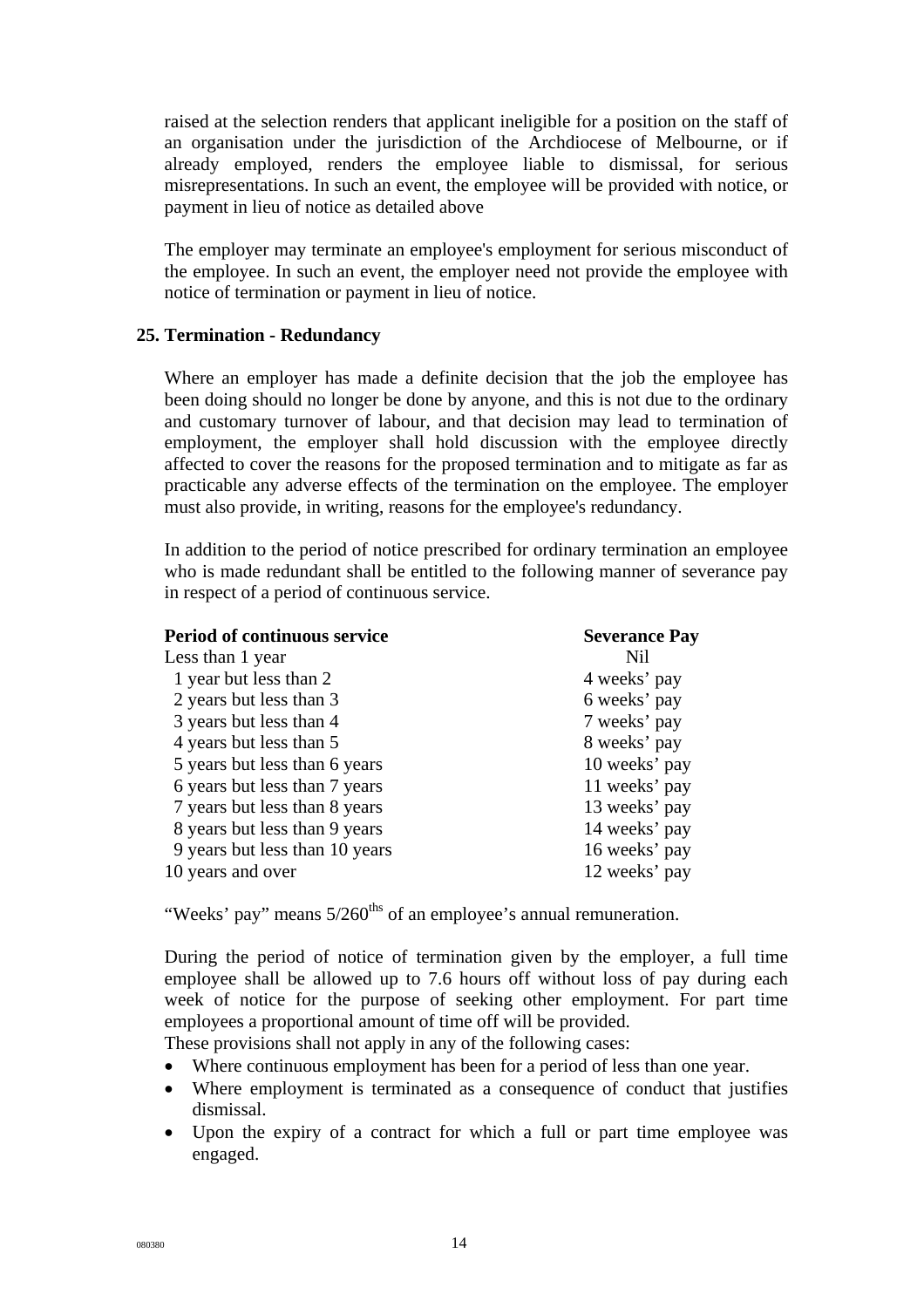raised at the selection renders that applicant ineligible for a position on the staff of an organisation under the jurisdiction of the Archdiocese of Melbourne, or if already employed, renders the employee liable to dismissal, for serious misrepresentations. In such an event, the employee will be provided with notice, or payment in lieu of notice as detailed above

The employer may terminate an employee's employment for serious misconduct of the employee. In such an event, the employer need not provide the employee with notice of termination or payment in lieu of notice.

## 25. Termination - Redundancy

Where an employer has made a definite decision that the job the employee has been doing should no longer be done by anyone, and this is not due to the ordinary and customary turnover of labour, and that decision may lead to termination of employment, the employer shall hold discussion with the employee directly affected to cover the reasons for the proposed termination and to mitigate as far as practicable any adverse effects of the termination on the employee. The employer must also provide, in writing, reasons for the employee's redundancy.

In addition to the period of notice prescribed for ordinary termination an employee who is made redundant shall be entitled to the following manner of severance pay in respect of a period of continuous service.

| Period of continuous service | Severance Pay |
| --- | --- |
| Less than 1 year | Nil |
| 1 year but less than 2 | 4 weeks' pay |
| 2 years but less than 3 | 6 weeks' pay |
| 3 years but less than 4 | 7 weeks' pay |
| 4 years but less than 5 | 8 weeks' pay |
| 5 years but less than 6 years | 10 weeks' pay |
| 6 years but less than 7 years | 11 weeks' pay |
| 7 years but less than 8 years | 13 weeks' pay |
| 8 years but less than 9 years | 14 weeks' pay |
| 9 years but less than 10 years | 16 weeks' pay |
| 10 years and over | 12 weeks' pay |

"Weeks' pay" means 5/260^ths^ of an employee's annual remuneration.

During the period of notice of termination given by the employer, a full time employee shall be allowed up to 7.6 hours off without loss of pay during each week of notice for the purpose of seeking other employment. For part time employees a proportional amount of time off will be provided.

These provisions shall not apply in any of the following cases:

- Where continuous employment has been for a period of less than one year.
- Where employment is terminated as a consequence of conduct that justifies dismissal.
- Upon the expiry of a contract for which a full or part time employee was engaged.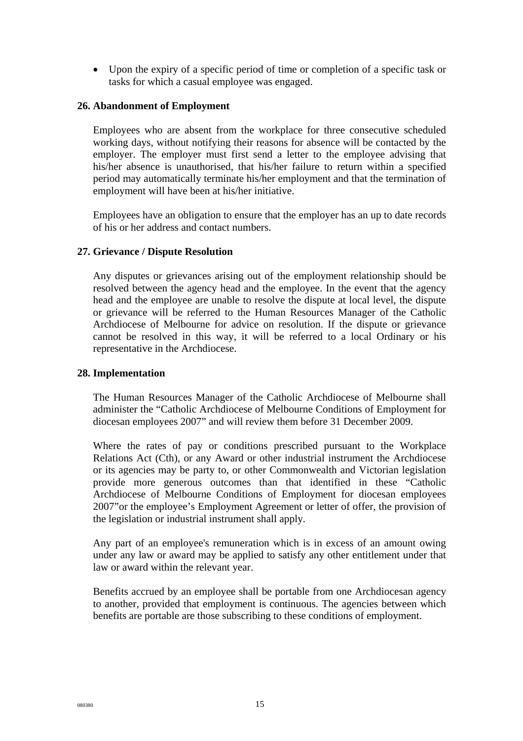- Upon the expiry of a specific period of time or completion of a specific task or tasks for which a casual employee was engaged.

**26. Abandonment of Employment**

Employees who are absent from the workplace for three consecutive scheduled working days, without notifying their reasons for absence will be contacted by the employer. The employer must first send a letter to the employee advising that his/her absence is unauthorised, that his/her failure to return within a specified period may automatically terminate his/her employment and that the termination of employment will have been at his/her initiative.

Employees have an obligation to ensure that the employer has an up to date records of his or her address and contact numbers.

**27. Grievance / Dispute Resolution**

Any disputes or grievances arising out of the employment relationship should be resolved between the agency head and the employee. In the event that the agency head and the employee are unable to resolve the dispute at local level, the dispute or grievance will be referred to the Human Resources Manager of the Catholic Archdiocese of Melbourne for advice on resolution. If the dispute or grievance cannot be resolved in this way, it will be referred to a local Ordinary or his representative in the Archdiocese.

**28. Implementation**

The Human Resources Manager of the Catholic Archdiocese of Melbourne shall administer the "Catholic Archdiocese of Melbourne Conditions of Employment for diocesan employees 2007" and will review them before 31 December 2009.

Where the rates of pay or conditions prescribed pursuant to the Workplace Relations Act (Cth), or any Award or other industrial instrument the Archdiocese or its agencies may be party to, or other Commonwealth and Victorian legislation provide more generous outcomes than that identified in these "Catholic Archdiocese of Melbourne Conditions of Employment for diocesan employees 2007"or the employee's Employment Agreement or letter of offer, the provision of the legislation or industrial instrument shall apply.

Any part of an employee's remuneration which is in excess of an amount owing under any law or award may be applied to satisfy any other entitlement under that law or award within the relevant year.

Benefits accrued by an employee shall be portable from one Archdiocesan agency to another, provided that employment is continuous. The agencies between which benefits are portable are those subscribing to these conditions of employment.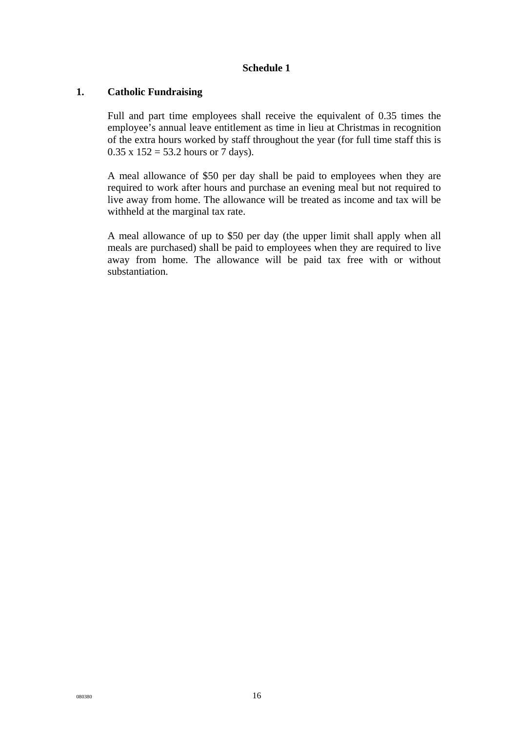## Schedule 1

### 1. Catholic Fundraising

Full and part time employees shall receive the equivalent of 0.35 times the employee's annual leave entitlement as time in lieu at Christmas in recognition of the extra hours worked by staff throughout the year (for full time staff this is 0.35 x 152 = 53.2 hours or 7 days).

A meal allowance of $50 per day shall be paid to employees when they are required to work after hours and purchase an evening meal but not required to live away from home. The allowance will be treated as income and tax will be withheld at the marginal tax rate.

A meal allowance of up to $50 per day (the upper limit shall apply when all meals are purchased) shall be paid to employees when they are required to live away from home. The allowance will be paid tax free with or without substantiation.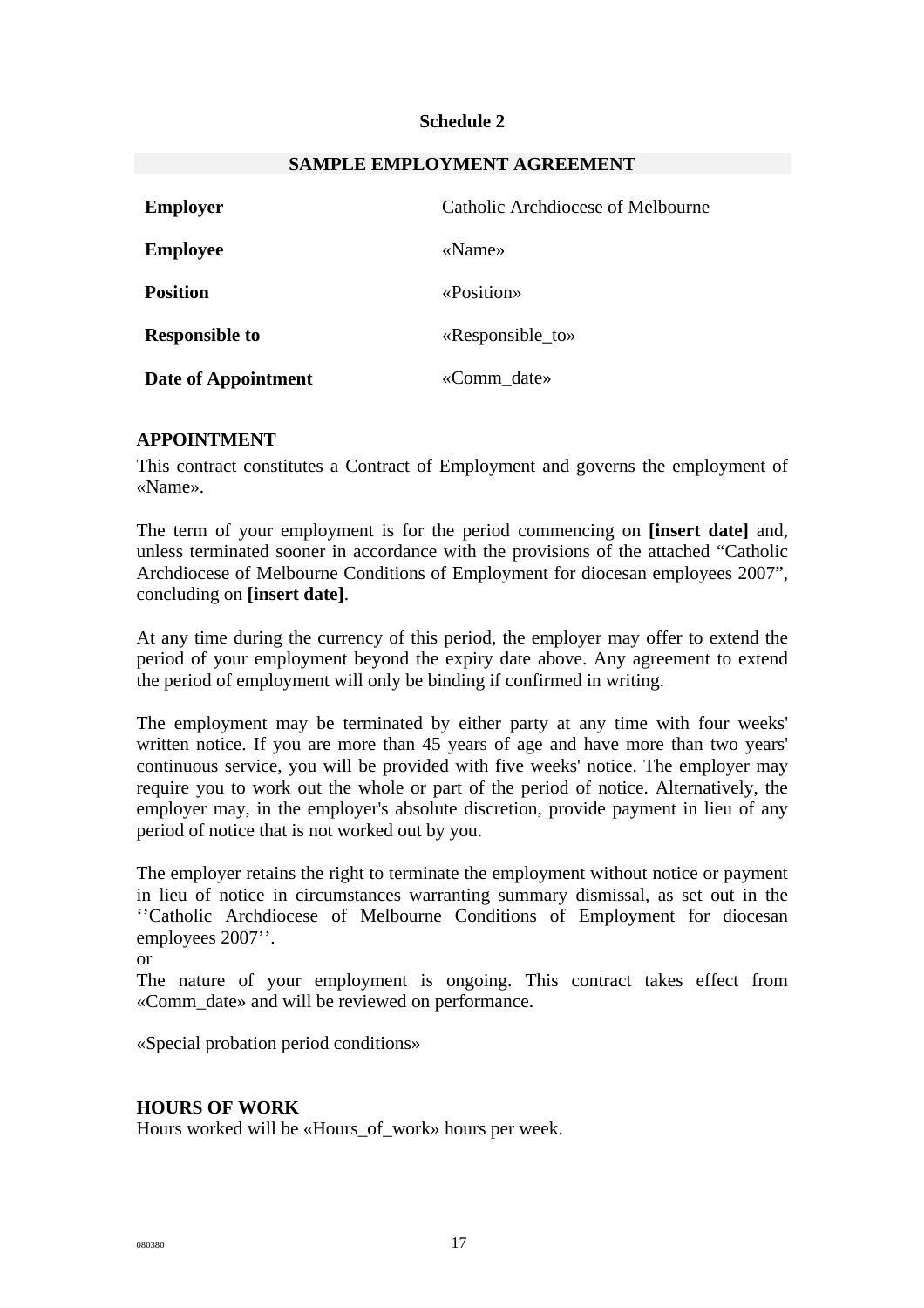**Schedule 2**

**SAMPLE EMPLOYMENT AGREEMENT**

| | |
|---|---|
| **Employer** | Catholic Archdiocese of Melbourne |
| **Employee** | «Name» |
| **Position** | «Position» |
| **Responsible to** | «Responsible_to» |
| **Date of Appointment** | «Comm_date» |

**APPOINTMENT**

This contract constitutes a Contract of Employment and governs the employment of «Name».

The term of your employment is for the period commencing on **[insert date]** and, unless terminated sooner in accordance with the provisions of the attached "Catholic Archdiocese of Melbourne Conditions of Employment for diocesan employees 2007", concluding on **[insert date]**.

At any time during the currency of this period, the employer may offer to extend the period of your employment beyond the expiry date above. Any agreement to extend the period of employment will only be binding if confirmed in writing.

The employment may be terminated by either party at any time with four weeks' written notice. If you are more than 45 years of age and have more than two years' continuous service, you will be provided with five weeks' notice. The employer may require you to work out the whole or part of the period of notice. Alternatively, the employer may, in the employer's absolute discretion, provide payment in lieu of any period of notice that is not worked out by you.

The employer retains the right to terminate the employment without notice or payment in lieu of notice in circumstances warranting summary dismissal, as set out in the ''Catholic Archdiocese of Melbourne Conditions of Employment for diocesan employees 2007''.

or

The nature of your employment is ongoing. This contract takes effect from «Comm_date» and will be reviewed on performance.

«Special probation period conditions»

**HOURS OF WORK**

Hours worked will be «Hours_of_work» hours per week.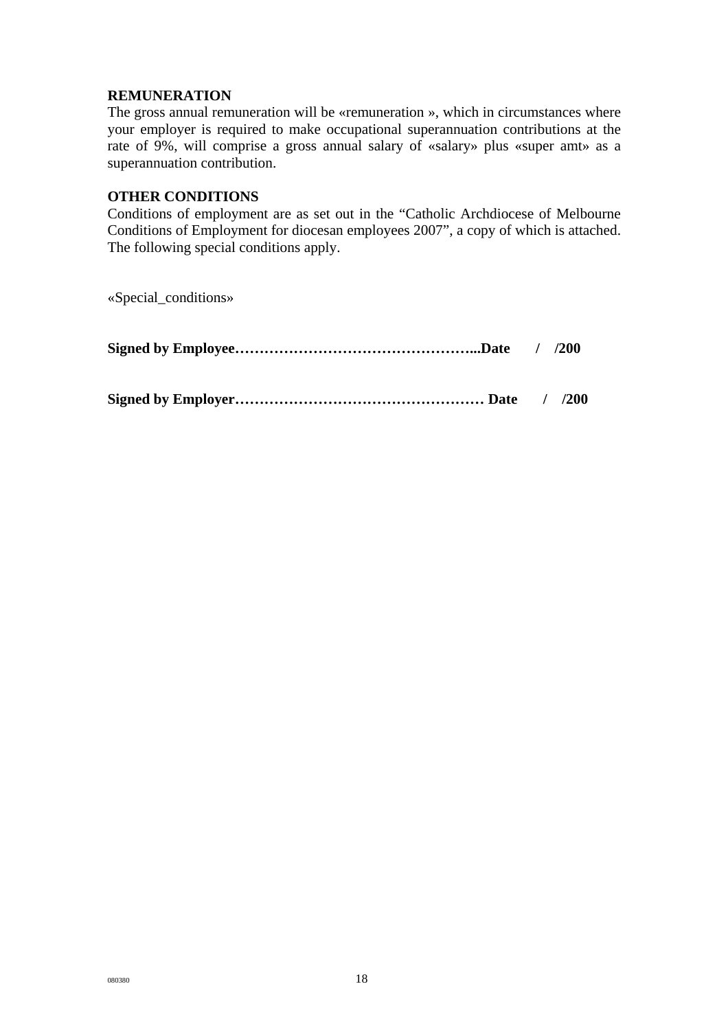**REMUNERATION**
The gross annual remuneration will be «remuneration », which in circumstances where your employer is required to make occupational superannuation contributions at the rate of 9%, will comprise a gross annual salary of «salary» plus «super amt» as a superannuation contribution.

**OTHER CONDITIONS**
Conditions of employment are as set out in the "Catholic Archdiocese of Melbourne Conditions of Employment for diocesan employees 2007", a copy of which is attached. The following special conditions apply.

«Special_conditions»

**Signed by Employee…………………………………………...Date / /200**

**Signed by Employer…………………………………………… Date / /200**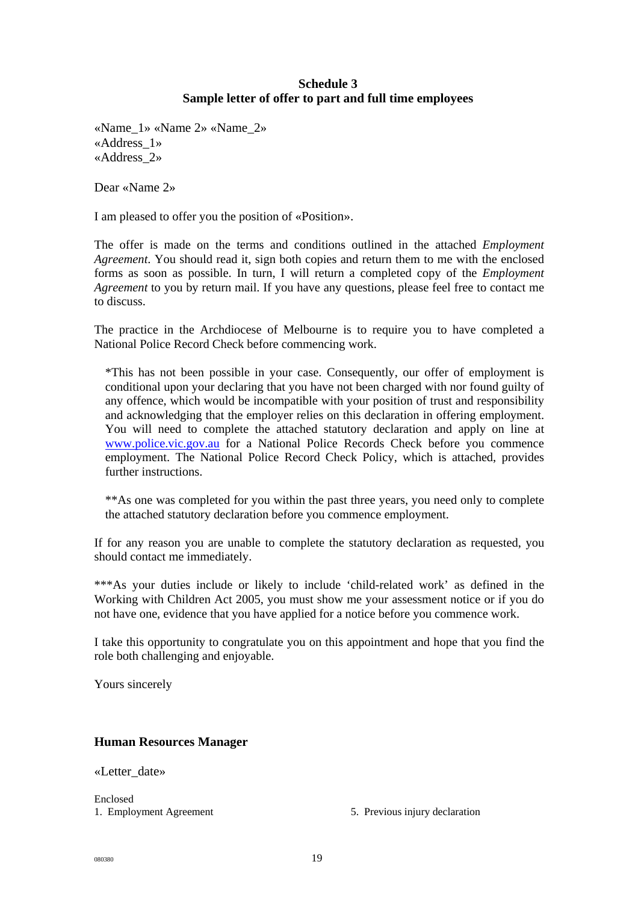## Schedule 3
## Sample letter of offer to part and full time employees

«Name_1» «Name 2» «Name_2»
«Address_1»
«Address_2»

Dear «Name 2»

I am pleased to offer you the position of «Position».

The offer is made on the terms and conditions outlined in the attached *Employment Agreement*. You should read it, sign both copies and return them to me with the enclosed forms as soon as possible. In turn, I will return a completed copy of the *Employment Agreement* to you by return mail. If you have any questions, please feel free to contact me to discuss.

The practice in the Archdiocese of Melbourne is to require you to have completed a National Police Record Check before commencing work.

> *This has not been possible in your case. Consequently, our offer of employment is conditional upon your declaring that you have not been charged with nor found guilty of any offence, which would be incompatible with your position of trust and responsibility and acknowledging that the employer relies on this declaration in offering employment. You will need to complete the attached statutory declaration and apply on line at www.police.vic.gov.au for a National Police Records Check before you commence employment. The National Police Record Check Policy, which is attached, provides further instructions.
>
> **As one was completed for you within the past three years, you need only to complete the attached statutory declaration before you commence employment.

If for any reason you are unable to complete the statutory declaration as requested, you should contact me immediately.

***As your duties include or likely to include 'child-related work' as defined in the Working with Children Act 2005, you must show me your assessment notice or if you do not have one, evidence that you have applied for a notice before you commence work.

I take this opportunity to congratulate you on this appointment and hope that you find the role both challenging and enjoyable.

Yours sincerely

**Human Resources Manager**

«Letter_date»

Enclosed
1. Employment Agreement
5. Previous injury declaration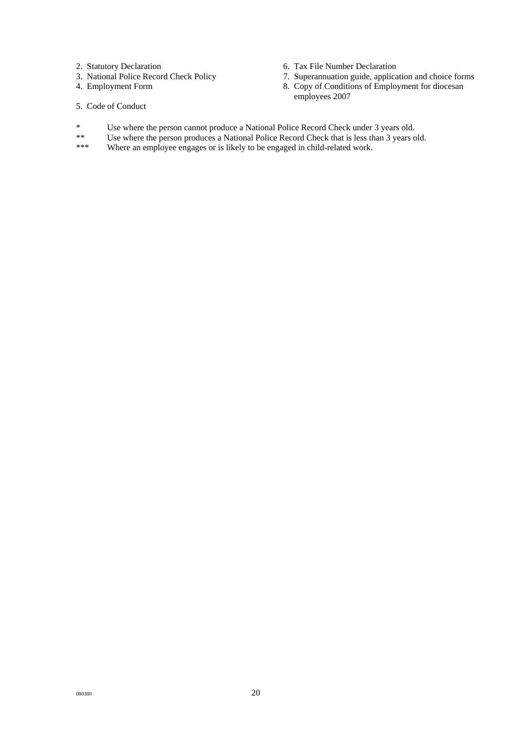2. Statutory Declaration
3. National Police Record Check Policy
4. Employment Form
5. Code of Conduct
6. Tax File Number Declaration
7. Superannuation guide, application and choice forms
8. Copy of Conditions of Employment for diocesan employees 2007

\* Use where the person cannot produce a National Police Record Check under 3 years old.

\*\* Use where the person produces a National Police Record Check that is less than 3 years old.

\*\*\* Where an employee engages or is likely to be engaged in child-related work.

080380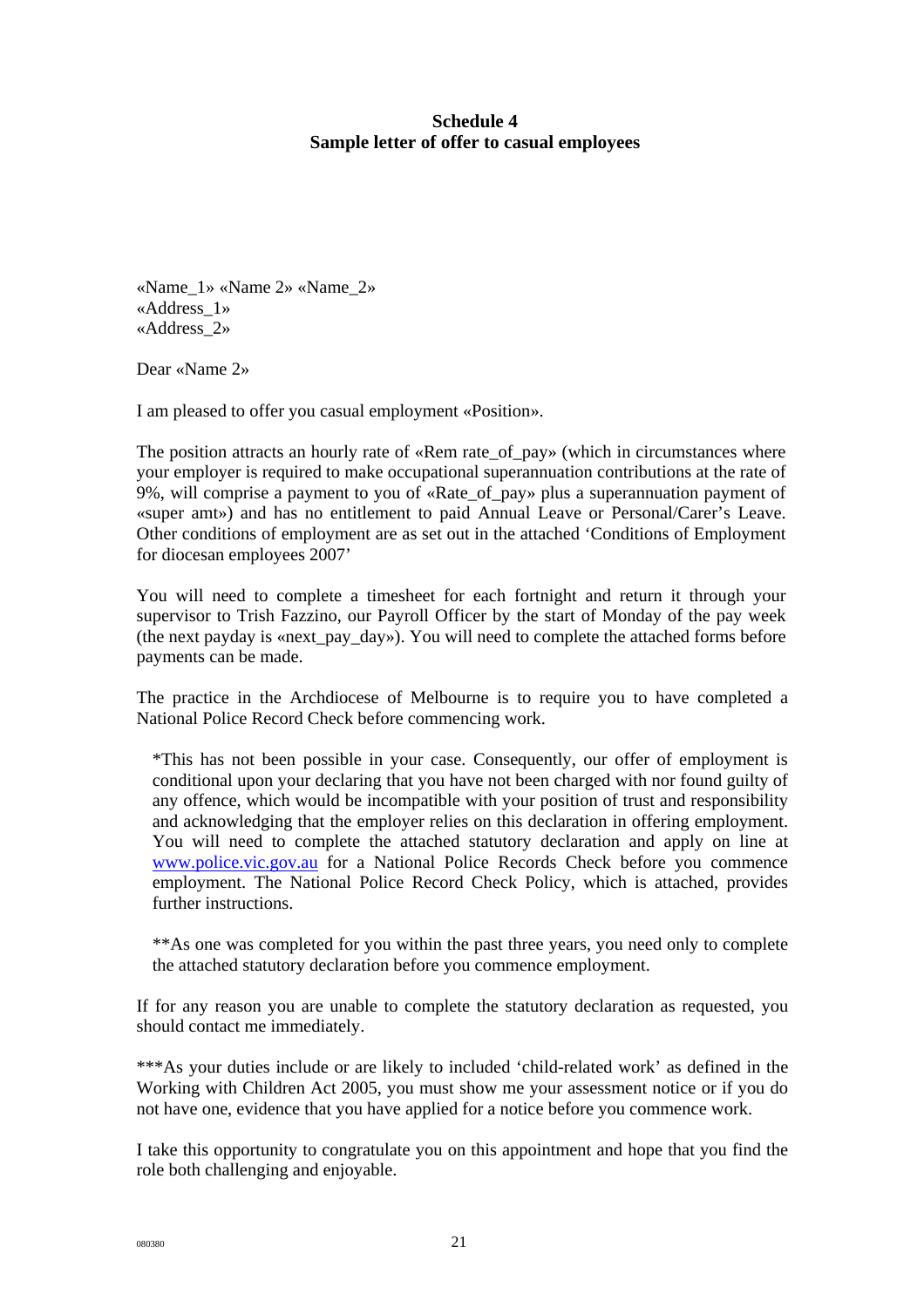**Schedule 4**
**Sample letter of offer to casual employees**

«Name_1» «Name 2» «Name_2»
«Address_1»
«Address_2»

Dear «Name 2»

I am pleased to offer you casual employment «Position».

The position attracts an hourly rate of «Rem rate_of_pay» (which in circumstances where your employer is required to make occupational superannuation contributions at the rate of 9%, will comprise a payment to you of «Rate_of_pay» plus a superannuation payment of «super amt») and has no entitlement to paid Annual Leave or Personal/Carer's Leave. Other conditions of employment are as set out in the attached 'Conditions of Employment for diocesan employees 2007'

You will need to complete a timesheet for each fortnight and return it through your supervisor to Trish Fazzino, our Payroll Officer by the start of Monday of the pay week (the next payday is «next_pay_day»). You will need to complete the attached forms before payments can be made.

The practice in the Archdiocese of Melbourne is to require you to have completed a National Police Record Check before commencing work.

> *This has not been possible in your case. Consequently, our offer of employment is conditional upon your declaring that you have not been charged with nor found guilty of any offence, which would be incompatible with your position of trust and responsibility and acknowledging that the employer relies on this declaration in offering employment. You will need to complete the attached statutory declaration and apply on line at www.police.vic.gov.au for a National Police Records Check before you commence employment. The National Police Record Check Policy, which is attached, provides further instructions.
>
> **As one was completed for you within the past three years, you need only to complete the attached statutory declaration before you commence employment.

If for any reason you are unable to complete the statutory declaration as requested, you should contact me immediately.

***As your duties include or are likely to included 'child-related work' as defined in the Working with Children Act 2005, you must show me your assessment notice or if you do not have one, evidence that you have applied for a notice before you commence work.

I take this opportunity to congratulate you on this appointment and hope that you find the role both challenging and enjoyable.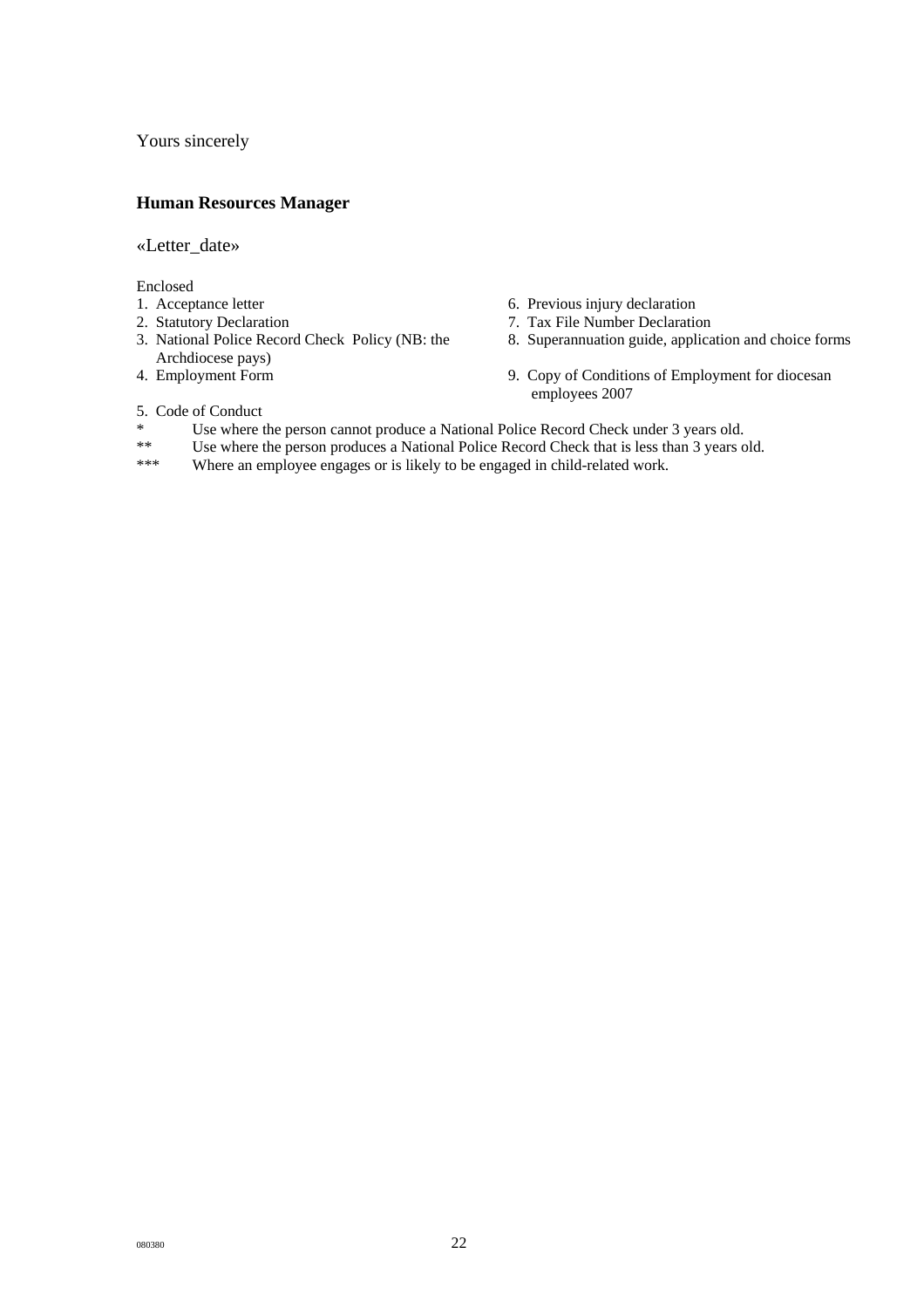Yours sincerely

**Human Resources Manager**

«Letter_date»

Enclosed

1. Acceptance letter
2. Statutory Declaration
3. National Police Record Check Policy (NB: the Archdiocese pays)
4. Employment Form
5. Code of Conduct
6. Previous injury declaration
7. Tax File Number Declaration
8. Superannuation guide, application and choice forms
9. Copy of Conditions of Employment for diocesan employees 2007

\* Use where the person cannot produce a National Police Record Check under 3 years old.

\*\* Use where the person produces a National Police Record Check that is less than 3 years old.

\*\*\* Where an employee engages or is likely to be engaged in child-related work.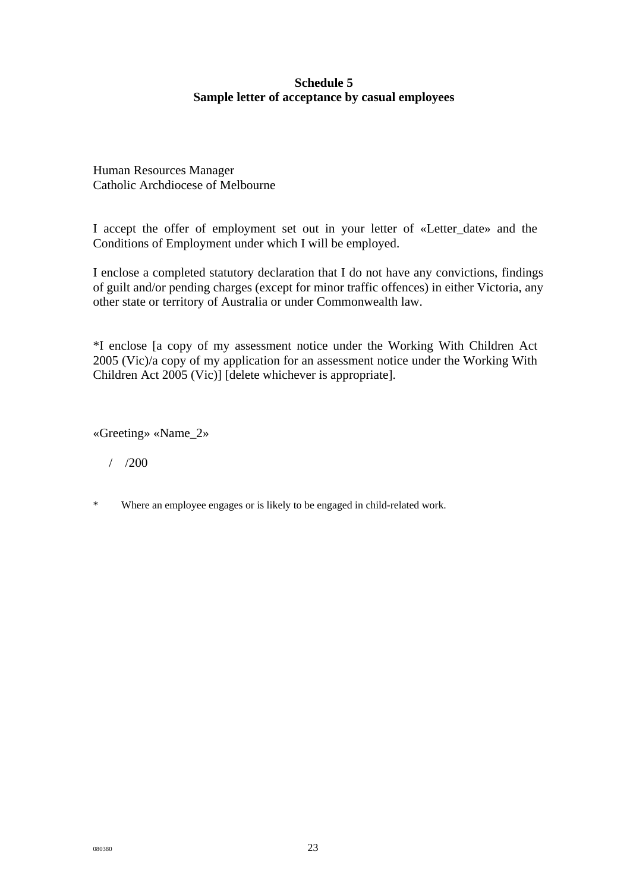**Schedule 5**
**Sample letter of acceptance by casual employees**

Human Resources Manager
Catholic Archdiocese of Melbourne

I accept the offer of employment set out in your letter of «Letter_date» and the Conditions of Employment under which I will be employed.

I enclose a completed statutory declaration that I do not have any convictions, findings of guilt and/or pending charges (except for minor traffic offences) in either Victoria, any other state or territory of Australia or under Commonwealth law.

*I enclose [a copy of my assessment notice under the Working With Children Act 2005 (Vic)/a copy of my application for an assessment notice under the Working With Children Act 2005 (Vic)] [delete whichever is appropriate].

«Greeting» «Name_2»

/ /200

\* Where an employee engages or is likely to be engaged in child-related work.